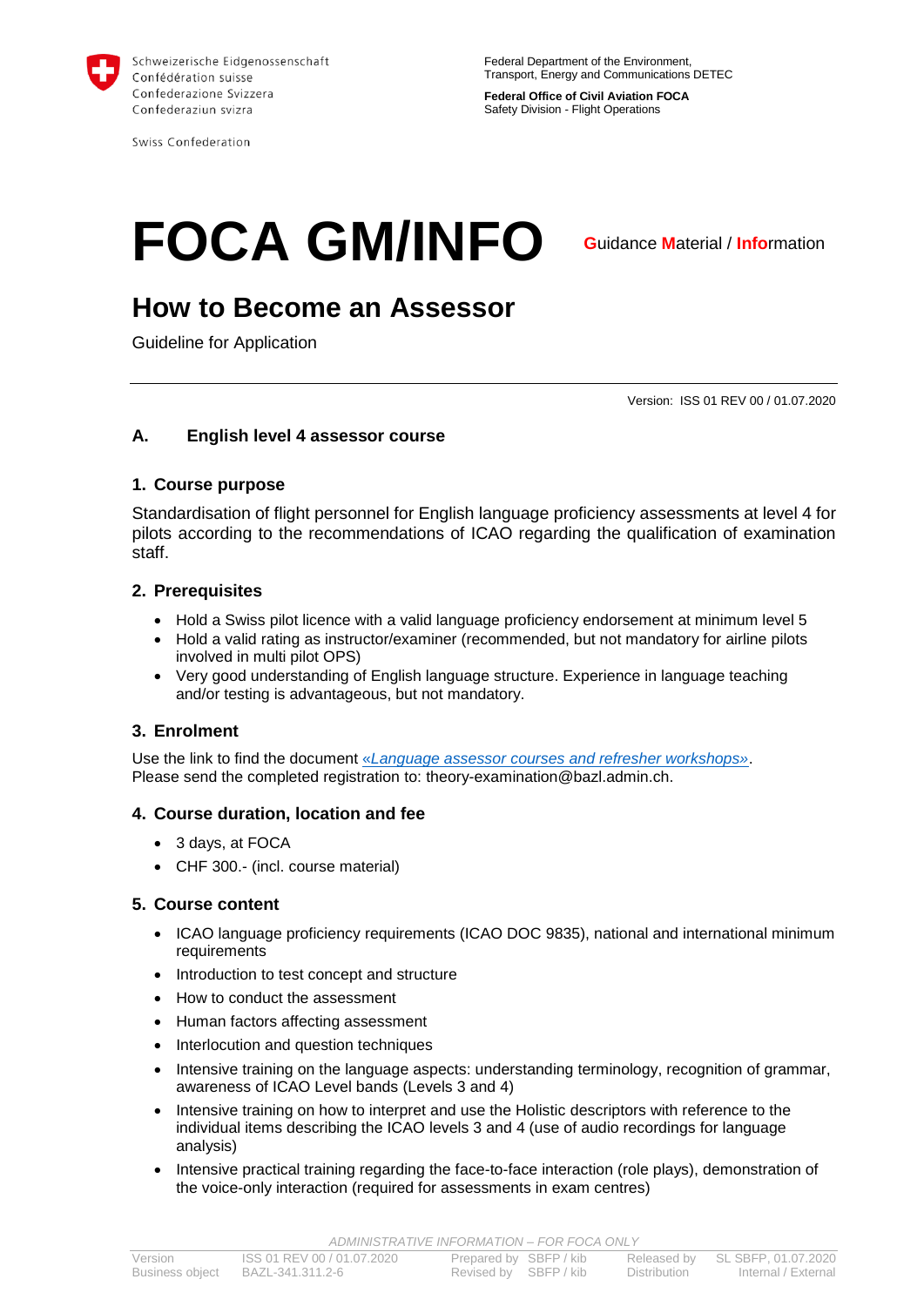Schweizerische Eidgenossenschaft
Confédération suisse
Confederazione Svizzera
Confederaziun svizra

Swiss Confederation

Federal Department of the Environment, Transport, Energy and Communications DETEC

**Federal Office of Civil Aviation FOCA**
Safety Division - Flight Operations

# FOCA GM/INFO

Guidance Material / Information

# How to Become an Assessor

Guideline for Application

Version: ISS 01 REV 00 / 01.07.2020

## A. English level 4 assessor course

### 1. Course purpose

Standardisation of flight personnel for English language proficiency assessments at level 4 for pilots according to the recommendations of ICAO regarding the qualification of examination staff.

### 2. Prerequisites

- Hold a Swiss pilot licence with a valid language proficiency endorsement at minimum level 5
- Hold a valid rating as instructor/examiner (recommended, but not mandatory for airline pilots involved in multi pilot OPS)
- Very good understanding of English language structure. Experience in language teaching and/or testing is advantageous, but not mandatory.

### 3. Enrolment

Use the link to find the document *«Language assessor courses and refresher workshops»*.
Please send the completed registration to: theory-examination@bazl.admin.ch.

### 4. Course duration, location and fee

- 3 days, at FOCA
- CHF 300.- (incl. course material)

### 5. Course content

- ICAO language proficiency requirements (ICAO DOC 9835), national and international minimum requirements
- Introduction to test concept and structure
- How to conduct the assessment
- Human factors affecting assessment
- Interlocution and question techniques
- Intensive training on the language aspects: understanding terminology, recognition of grammar, awareness of ICAO Level bands (Levels 3 and 4)
- Intensive training on how to interpret and use the Holistic descriptors with reference to the individual items describing the ICAO levels 3 and 4 (use of audio recordings for language analysis)
- Intensive practical training regarding the face-to-face interaction (role plays), demonstration of the voice-only interaction (required for assessments in exam centres)

*ADMINISTRATIVE INFORMATION – FOR FOCA ONLY*

| Version | ISS 01 REV 00 / 01.07.2020 | Prepared by | SBFP / kib | Released by | SL SBFP, 01.07.2020 |
| --- | --- | --- | --- | --- | --- |
| Business object | BAZL-341.311.2-6 | Revised by | SBFP / kib | Distribution | Internal / External |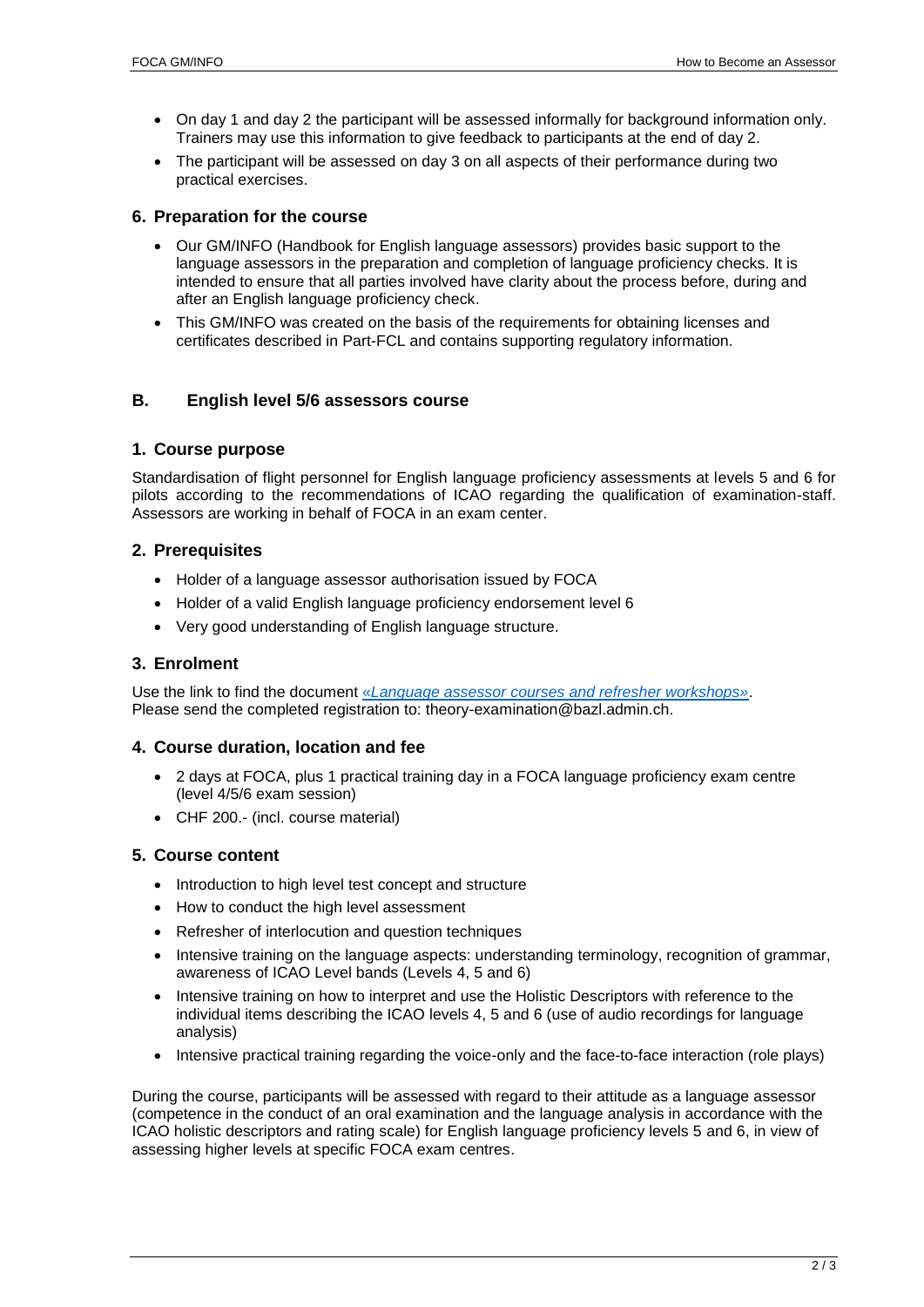- On day 1 and day 2 the participant will be assessed informally for background information only. Trainers may use this information to give feedback to participants at the end of day 2.
- The participant will be assessed on day 3 on all aspects of their performance during two practical exercises.

### 6. Preparation for the course

- Our GM/INFO (Handbook for English language assessors) provides basic support to the language assessors in the preparation and completion of language proficiency checks. It is intended to ensure that all parties involved have clarity about the process before, during and after an English language proficiency check.
- This GM/INFO was created on the basis of the requirements for obtaining licenses and certificates described in Part-FCL and contains supporting regulatory information.

## B. English level 5/6 assessors course

### 1. Course purpose

Standardisation of flight personnel for English language proficiency assessments at levels 5 and 6 for pilots according to the recommendations of ICAO regarding the qualification of examination-staff. Assessors are working in behalf of FOCA in an exam center.

### 2. Prerequisites

- Holder of a language assessor authorisation issued by FOCA
- Holder of a valid English language proficiency endorsement level 6
- Very good understanding of English language structure.

### 3. Enrolment

Use the link to find the document *«Language assessor courses and refresher workshops»*.
Please send the completed registration to: theory-examination@bazl.admin.ch.

### 4. Course duration, location and fee

- 2 days at FOCA, plus 1 practical training day in a FOCA language proficiency exam centre (level 4/5/6 exam session)
- CHF 200.- (incl. course material)

### 5. Course content

- Introduction to high level test concept and structure
- How to conduct the high level assessment
- Refresher of interlocution and question techniques
- Intensive training on the language aspects: understanding terminology, recognition of grammar, awareness of ICAO Level bands (Levels 4, 5 and 6)
- Intensive training on how to interpret and use the Holistic Descriptors with reference to the individual items describing the ICAO levels 4, 5 and 6 (use of audio recordings for language analysis)
- Intensive practical training regarding the voice-only and the face-to-face interaction (role plays)

During the course, participants will be assessed with regard to their attitude as a language assessor (competence in the conduct of an oral examination and the language analysis in accordance with the ICAO holistic descriptors and rating scale) for English language proficiency levels 5 and 6, in view of assessing higher levels at specific FOCA exam centres.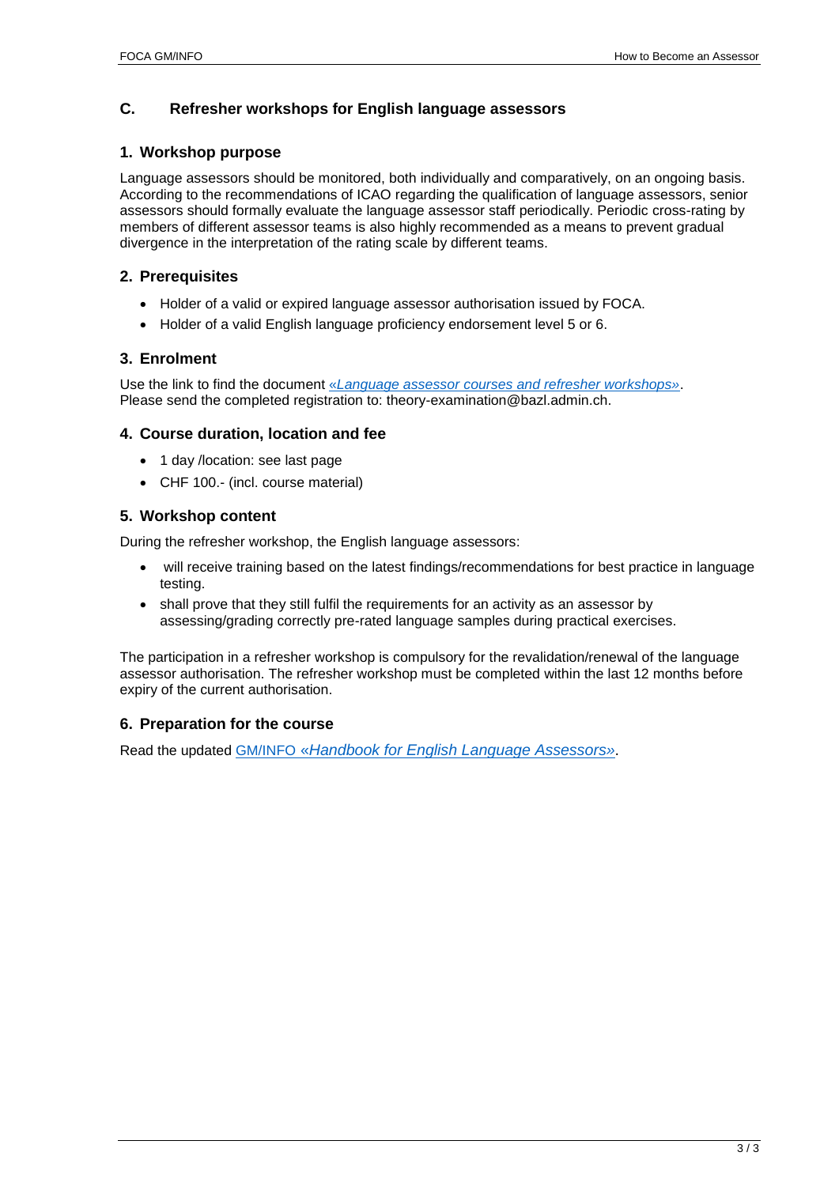## C. Refresher workshops for English language assessors

### 1. Workshop purpose

Language assessors should be monitored, both individually and comparatively, on an ongoing basis. According to the recommendations of ICAO regarding the qualification of language assessors, senior assessors should formally evaluate the language assessor staff periodically. Periodic cross-rating by members of different assessor teams is also highly recommended as a means to prevent gradual divergence in the interpretation of the rating scale by different teams.

### 2. Prerequisites

- Holder of a valid or expired language assessor authorisation issued by FOCA.
- Holder of a valid English language proficiency endorsement level 5 or 6.

### 3. Enrolment

Use the link to find the document *«Language assessor courses and refresher workshops»*.
Please send the completed registration to: theory-examination@bazl.admin.ch.

### 4. Course duration, location and fee

- 1 day /location: see last page
- CHF 100.- (incl. course material)

### 5. Workshop content

During the refresher workshop, the English language assessors:

- will receive training based on the latest findings/recommendations for best practice in language testing.
- shall prove that they still fulfil the requirements for an activity as an assessor by assessing/grading correctly pre-rated language samples during practical exercises.

The participation in a refresher workshop is compulsory for the revalidation/renewal of the language assessor authorisation. The refresher workshop must be completed within the last 12 months before expiry of the current authorisation.

### 6. Preparation for the course

Read the updated GM/INFO *«Handbook for English Language Assessors»*.